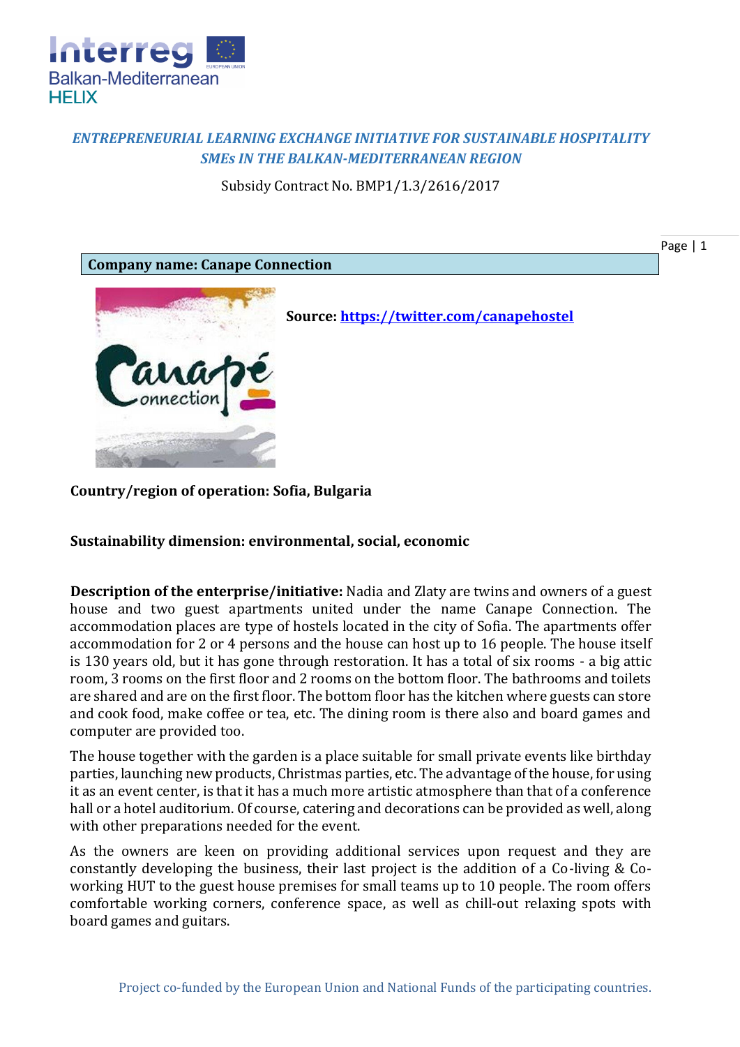*ENTREPRENEURIAL LEARNING EXCHANGE INITIATIVE FOR SUSTAINABLE HOSPITALITY SMEs IN THE BALKAN-MEDITERRANEAN REGION*

Subsidy Contract No. BMP1/1.3/2616/2017

**Company name: Canape Connection**

**Source: https://twitter.com/canapehostel**

**Country/region of operation: Sofia, Bulgaria**

**Sustainability dimension: environmental, social, economic**

**Description of the enterprise/initiative:** Nadia and Zlaty are twins and owners of a guest house and two guest apartments united under the name Canape Connection. The accommodation places are type of hostels located in the city of Sofia. The apartments offer accommodation for 2 or 4 persons and the house can host up to 16 people. The house itself is 130 years old, but it has gone through restoration. It has a total of six rooms - a big attic room, 3 rooms on the first floor and 2 rooms on the bottom floor. The bathrooms and toilets are shared and are on the first floor. The bottom floor has the kitchen where guests can store and cook food, make coffee or tea, etc. The dining room is there also and board games and computer are provided too.

The house together with the garden is a place suitable for small private events like birthday parties, launching new products, Christmas parties, etc. The advantage of the house, for using it as an event center, is that it has a much more artistic atmosphere than that of a conference hall or a hotel auditorium. Of course, catering and decorations can be provided as well, along with other preparations needed for the event.

As the owners are keen on providing additional services upon request and they are constantly developing the business, their last project is the addition of a Co-living & Co-working HUT to the guest house premises for small teams up to 10 people. The room offers comfortable working corners, conference space, as well as chill-out relaxing spots with board games and guitars.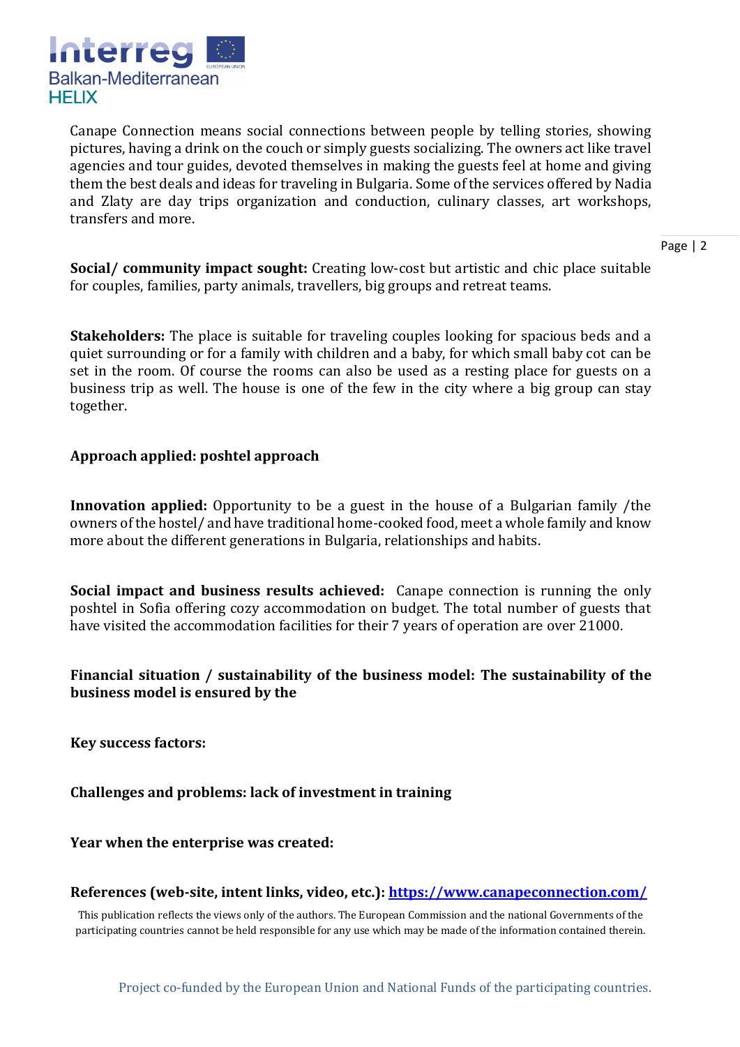Canape Connection means social connections between people by telling stories, showing pictures, having a drink on the couch or simply guests socializing. The owners act like travel agencies and tour guides, devoted themselves in making the guests feel at home and giving them the best deals and ideas for traveling in Bulgaria. Some of the services offered by Nadia and Zlaty are day trips organization and conduction, culinary classes, art workshops, transfers and more.

**Social/ community impact sought:** Creating low-cost but artistic and chic place suitable for couples, families, party animals, travellers, big groups and retreat teams.

**Stakeholders:** The place is suitable for traveling couples looking for spacious beds and a quiet surrounding or for a family with children and a baby, for which small baby cot can be set in the room. Of course the rooms can also be used as a resting place for guests on a business trip as well. The house is one of the few in the city where a big group can stay together.

**Approach applied: poshtel approach**

**Innovation applied:** Opportunity to be a guest in the house of a Bulgarian family /the owners of the hostel/ and have traditional home-cooked food, meet a whole family and know more about the different generations in Bulgaria, relationships and habits.

**Social impact and business results achieved:** Canape connection is running the only poshtel in Sofia offering cozy accommodation on budget. The total number of guests that have visited the accommodation facilities for their 7 years of operation are over 21000.

**Financial situation / sustainability of the business model: The sustainability of the business model is ensured by the**

**Key success factors:**

**Challenges and problems: lack of investment in training**

**Year when the enterprise was created:**

**References (web-site, intent links, video, etc.):** [https://www.canapeconnection.com/](https://www.canapeconnection.com/)

This publication reflects the views only of the authors. The European Commission and the national Governments of the participating countries cannot be held responsible for any use which may be made of the information contained therein.

Project co-funded by the European Union and National Funds of the participating countries.